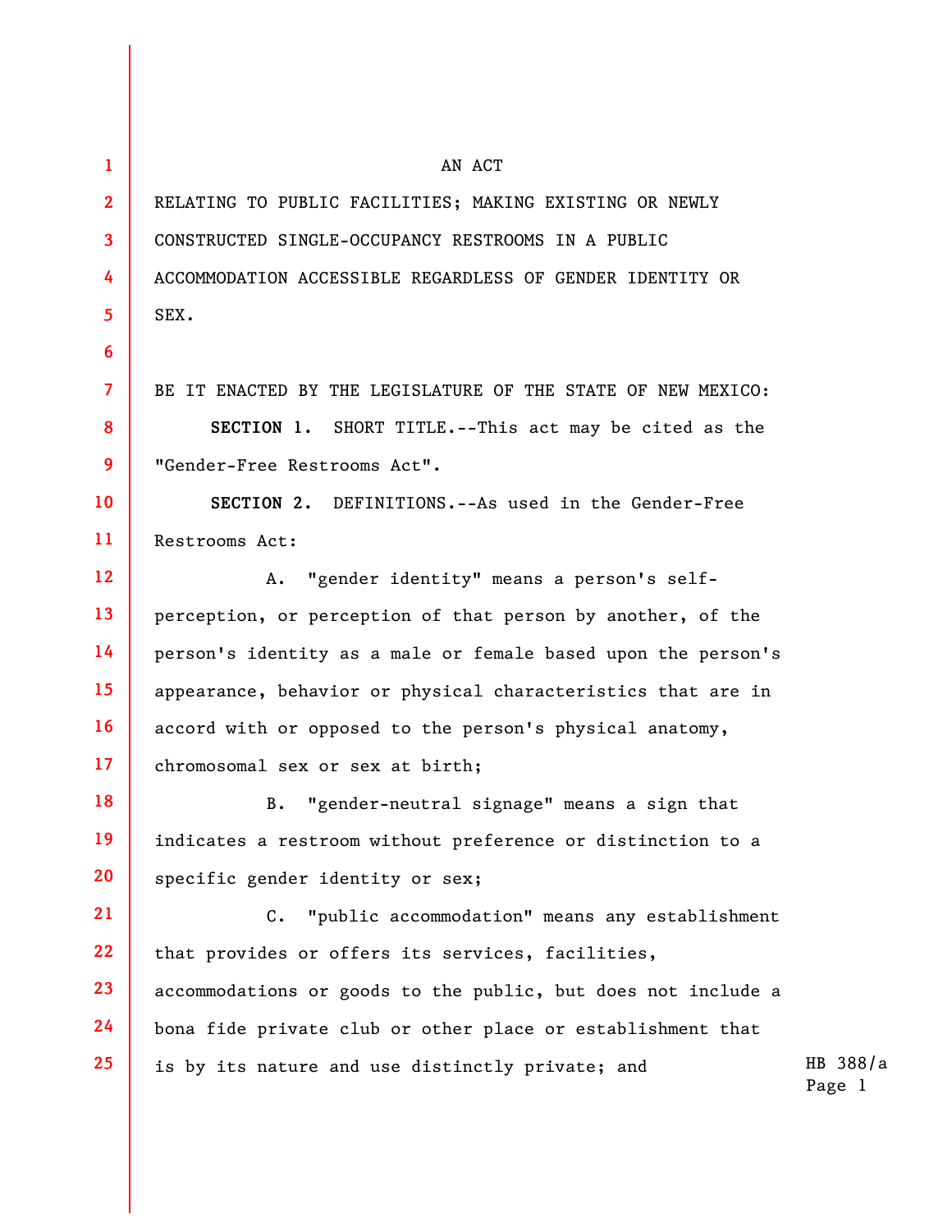AN ACT

RELATING TO PUBLIC FACILITIES; MAKING EXISTING OR NEWLY CONSTRUCTED SINGLE-OCCUPANCY RESTROOMS IN A PUBLIC ACCOMMODATION ACCESSIBLE REGARDLESS OF GENDER IDENTITY OR SEX.

BE IT ENACTED BY THE LEGISLATURE OF THE STATE OF NEW MEXICO:

**SECTION 1.** SHORT TITLE.--This act may be cited as the "Gender-Free Restrooms Act".

**SECTION 2.** DEFINITIONS.--As used in the Gender-Free Restrooms Act:

A. "gender identity" means a person's self-perception, or perception of that person by another, of the person's identity as a male or female based upon the person's appearance, behavior or physical characteristics that are in accord with or opposed to the person's physical anatomy, chromosomal sex or sex at birth;

B. "gender-neutral signage" means a sign that indicates a restroom without preference or distinction to a specific gender identity or sex;

C. "public accommodation" means any establishment that provides or offers its services, facilities, accommodations or goods to the public, but does not include a bona fide private club or other place or establishment that is by its nature and use distinctly private; and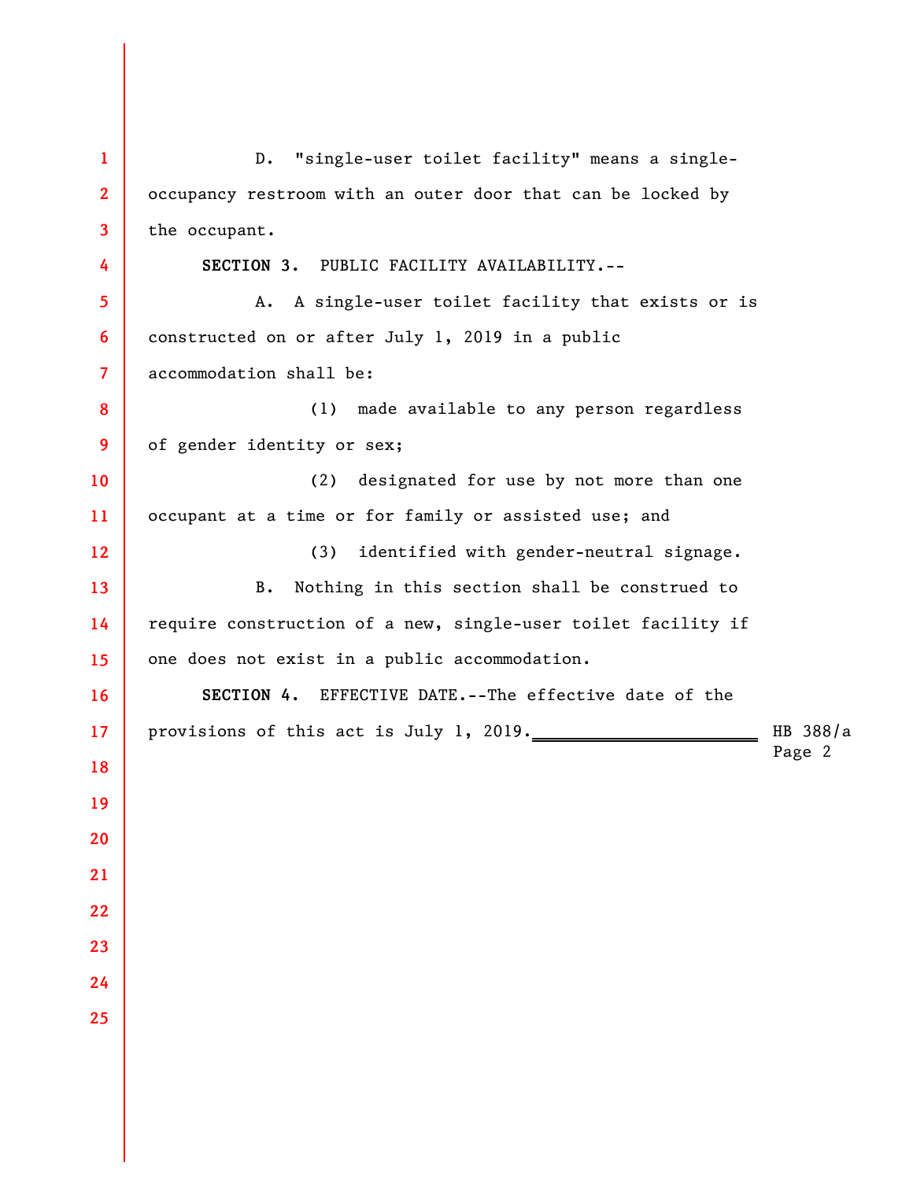D. "single-user toilet facility" means a single-occupancy restroom with an outer door that can be locked by the occupant.

**SECTION 3.** PUBLIC FACILITY AVAILABILITY.--

A. A single-user toilet facility that exists or is constructed on or after July 1, 2019 in a public accommodation shall be:

(1) made available to any person regardless of gender identity or sex;

(2) designated for use by not more than one occupant at a time or for family or assisted use; and

(3) identified with gender-neutral signage.

B. Nothing in this section shall be construed to require construction of a new, single-user toilet facility if one does not exist in a public accommodation.

**SECTION 4.** EFFECTIVE DATE.--The effective date of the provisions of this act is July 1, 2019.

HB 388/a